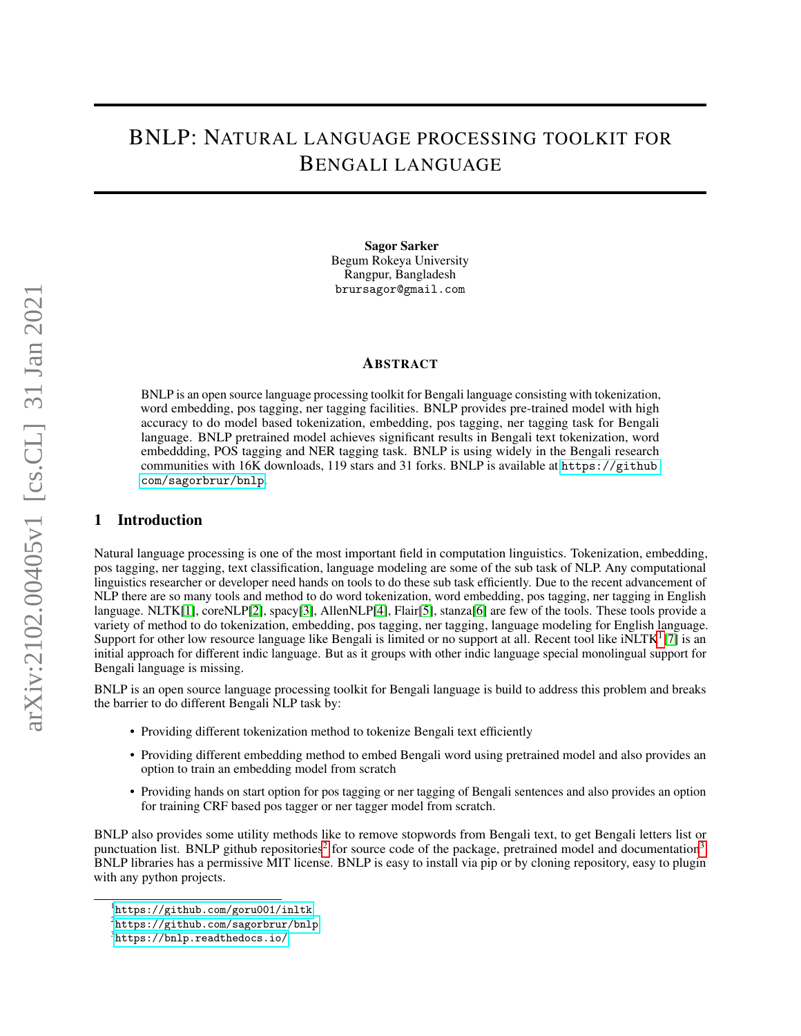# BNLP: Natural language processing toolkit for Bengali language

**Sagor Sarker**
Begum Rokeya University
Rangpur, Bangladesh
brursagor@gmail.com

## Abstract

BNLP is an open source language processing toolkit for Bengali language consisting with tokenization, word embedding, pos tagging, ner tagging facilities. BNLP provides pre-trained model with high accuracy to do model based tokenization, embedding, pos tagging, ner tagging task for Bengali language. BNLP pretrained model achieves significant results in Bengali text tokenization, word embeddding, POS tagging and NER tagging task. BNLP is using widely in the Bengali research communities with 16K downloads, 119 stars and 31 forks. BNLP is available at https://github.com/sagorbrur/bnlp.

## 1 Introduction

Natural language processing is one of the most important field in computation linguistics. Tokenization, embedding, pos tagging, ner tagging, text classification, language modeling are some of the sub task of NLP. Any computational linguistics researcher or developer need hands on tools to do these sub task efficiently. Due to the recent advancement of NLP there are so many tools and method to do word tokenization, word embedding, pos tagging, ner tagging in English language. NLTK[1], coreNLP[2], spacy[3], AllenNLP[4], Flair[5], stanza[6] are few of the tools. These tools provide a variety of method to do tokenization, embedding, pos tagging, ner tagging, language modeling for English language. Support for other low resource language like Bengali is limited or no support at all. Recent tool like iNLTK[1] [7] is an initial approach for different indic language. But as it groups with other indic language special monolingual support for Bengali language is missing.

BNLP is an open source language processing toolkit for Bengali language is build to address this problem and breaks the barrier to do different Bengali NLP task by:

- Providing different tokenization method to tokenize Bengali text efficiently
- Providing different embedding method to embed Bengali word using pretrained model and also provides an option to train an embedding model from scratch
- Providing hands on start option for pos tagging or ner tagging of Bengali sentences and also provides an option for training CRF based pos tagger or ner tagger model from scratch.

BNLP also provides some utility methods like to remove stopwords from Bengali text, to get Bengali letters list or punctuation list. BNLP github repositories[2] for source code of the package, pretrained model and documentation[3]. BNLP libraries has a permissive MIT license. BNLP is easy to install via pip or by cloning repository, easy to plugin with any python projects.

[1] https://github.com/goru001/inltk
[2] https://github.com/sagorbrur/bnlp
[3] https://bnlp.readthedocs.io/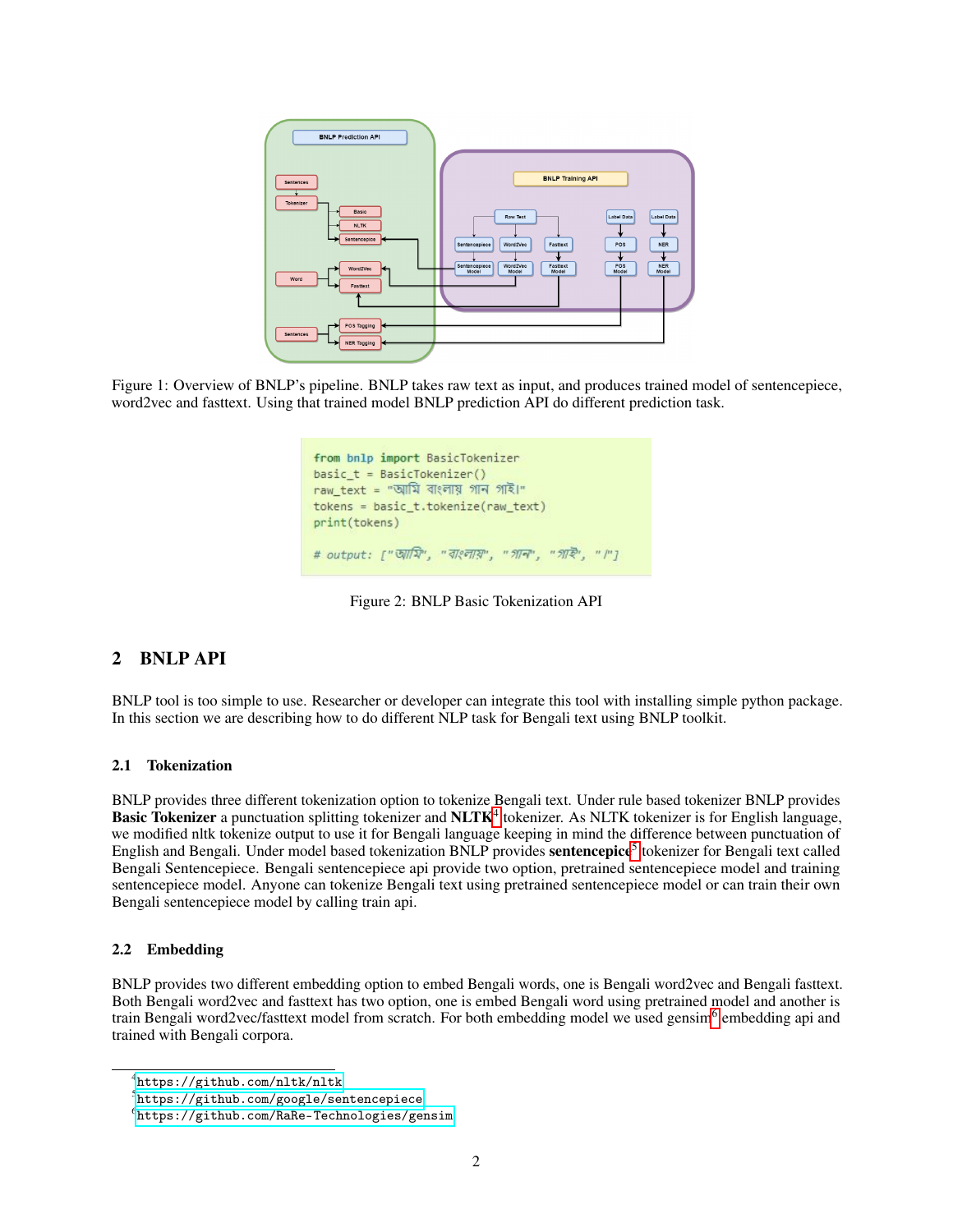Figure 1: Overview of BNLP's pipeline. BNLP takes raw text as input, and produces trained model of sentencepiece, word2vec and fasttext. Using that trained model BNLP prediction API do different prediction task.

```
from bnlp import BasicTokenizer
basic_t = BasicTokenizer()
raw_text = "আমি বাংলায় গান গাই।"
tokens = basic_t.tokenize(raw_text)
print(tokens)

# output: ["আমি", "বাংলায়", "গান", "গাই", "।"]
```

Figure 2: BNLP Basic Tokenization API

## 2 BNLP API

BNLP tool is too simple to use. Researcher or developer can integrate this tool with installing simple python package. In this section we are describing how to do different NLP task for Bengali text using BNLP toolkit.

### 2.1 Tokenization

BNLP provides three different tokenization option to tokenize Bengali text. Under rule based tokenizer BNLP provides **Basic Tokenizer** a punctuation splitting tokenizer and **NLTK**[4] tokenizer. As NLTK tokenizer is for English language, we modified nltk tokenize output to use it for Bengali language keeping in mind the difference between punctuation of English and Bengali. Under model based tokenization BNLP provides **sentencepice**[5] tokenizer for Bengali text called Bengali Sentencepiece. Bengali sentencepiece api provide two option, pretrained sentencepiece model and training sentencepiece model. Anyone can tokenize Bengali text using pretrained sentencepiece model or can train their own Bengali sentencepiece model by calling train api.

### 2.2 Embedding

BNLP provides two different embedding option to embed Bengali words, one is Bengali word2vec and Bengali fasttext. Both Bengali word2vec and fasttext has two option, one is embed Bengali word using pretrained model and another is train Bengali word2vec/fasttext model from scratch. For both embedding model we used gensim[6] embedding api and trained with Bengali corpora.

[4] https://github.com/nltk/nltk

[5] https://github.com/google/sentencepiece

[6] https://github.com/RaRe-Technologies/gensim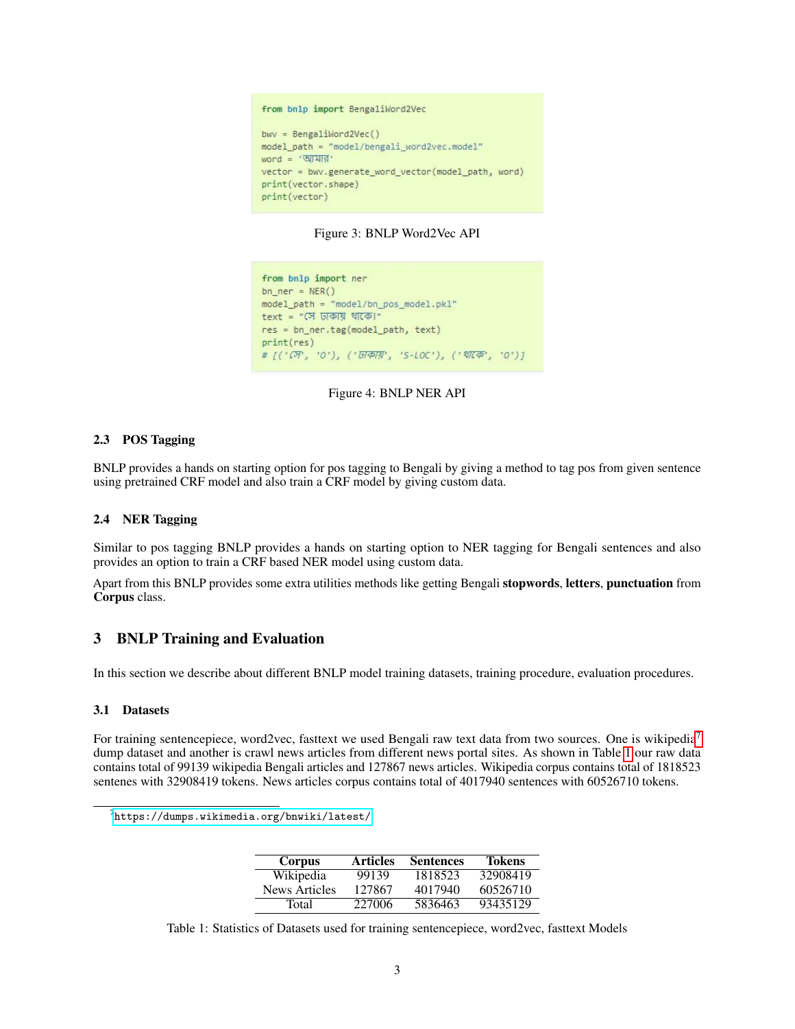```python
from bnlp import BengaliWord2Vec

bwv = BengaliWord2Vec()
model_path = "model/bengali_word2vec.model"
word = 'আমার'
vector = bwv.generate_word_vector(model_path, word)
print(vector.shape)
print(vector)
```

Figure 3: BNLP Word2Vec API

```python
from bnlp import ner
bn_ner = NER()
model_path = "model/bn_pos_model.pkl"
text = "সে ঢাকায় থাকে।"
res = bn_ner.tag(model_path, text)
print(res)
# [('সে', 'O'), ('ঢাকায়', 'S-LOC'), ('থাকে', 'O')]
```

Figure 4: BNLP NER API

### 2.3 POS Tagging

BNLP provides a hands on starting option for pos tagging to Bengali by giving a method to tag pos from given sentence using pretrained CRF model and also train a CRF model by giving custom data.

### 2.4 NER Tagging

Similar to pos tagging BNLP provides a hands on starting option to NER tagging for Bengali sentences and also provides an option to train a CRF based NER model using custom data.

Apart from this BNLP provides some extra utilities methods like getting Bengali **stopwords**, **letters**, **punctuation** from **Corpus** class.

## 3 BNLP Training and Evaluation

In this section we describe about different BNLP model training datasets, training procedure, evaluation procedures.

### 3.1 Datasets

For training sentencepiece, word2vec, fasttext we used Bengali raw text data from two sources. One is wikipedia[7] dump dataset and another is crawl news articles from different news portal sites. As shown in Table 1 our raw data contains total of 99139 wikipedia Bengali articles and 127867 news articles. Wikipedia corpus contains total of 1818523 sentenes with 32908419 tokens. News articles corpus contains total of 4017940 sentences with 60526710 tokens.

[7] https://dumps.wikimedia.org/bnwiki/latest/

| Corpus | Articles | Sentences | Tokens |
|---|---|---|---|
| Wikipedia | 99139 | 1818523 | 32908419 |
| News Articles | 127867 | 4017940 | 60526710 |
| Total | 227006 | 5836463 | 93435129 |

Table 1: Statistics of Datasets used for training sentencepiece, word2vec, fasttext Models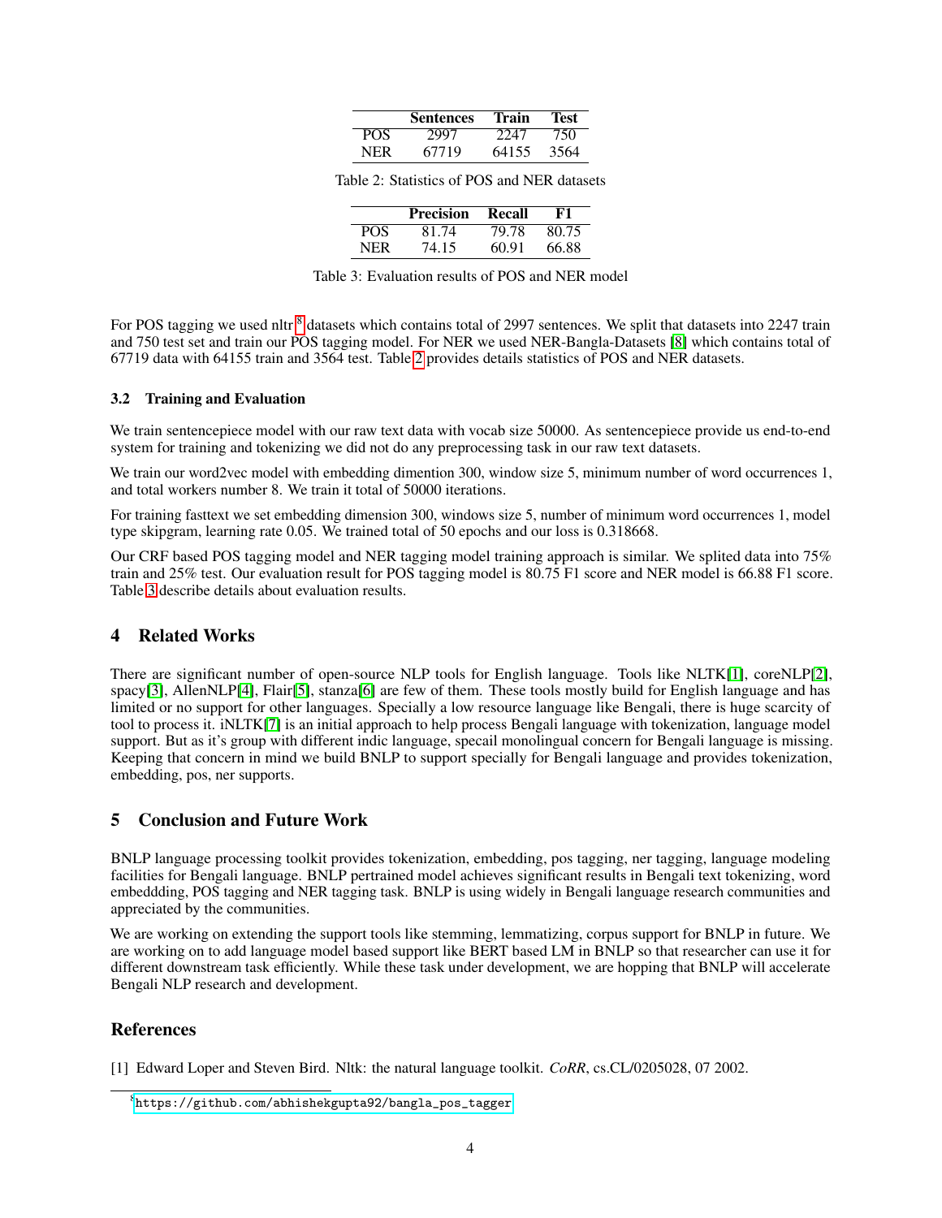|  | Sentences | Train | Test |
|---|---|---|---|
| POS | 2997 | 2247 | 750 |
| NER | 67719 | 64155 | 3564 |

Table 2: Statistics of POS and NER datasets

|  | Precision | Recall | F1 |
|---|---|---|---|
| POS | 81.74 | 79.78 | 80.75 |
| NER | 74.15 | 60.91 | 66.88 |

Table 3: Evaluation results of POS and NER model

For POS tagging we used nltr [8] datasets which contains total of 2997 sentences. We split that datasets into 2247 train and 750 test set and train our POS tagging model. For NER we used NER-Bangla-Datasets [8] which contains total of 67719 data with 64155 train and 3564 test. Table 2 provides details statistics of POS and NER datasets.

### 3.2 Training and Evaluation

We train sentencepiece model with our raw text data with vocab size 50000. As sentencepiece provide us end-to-end system for training and tokenizing we did not do any preprocessing task in our raw text datasets.

We train our word2vec model with embedding dimention 300, window size 5, minimum number of word occurrences 1, and total workers number 8. We train it total of 50000 iterations.

For training fasttext we set embedding dimension 300, windows size 5, number of minimum word occurrences 1, model type skipgram, learning rate 0.05. We trained total of 50 epochs and our loss is 0.318668.

Our CRF based POS tagging model and NER tagging model training approach is similar. We splited data into 75% train and 25% test. Our evaluation result for POS tagging model is 80.75 F1 score and NER model is 66.88 F1 score. Table 3 describe details about evaluation results.

## 4 Related Works

There are significant number of open-source NLP tools for English language. Tools like NLTK[1], coreNLP[2], spacy[3], AllenNLP[4], Flair[5], stanza[6] are few of them. These tools mostly build for English language and has limited or no support for other languages. Specially a low resource language like Bengali, there is huge scarcity of tool to process it. iNLTK[7] is an initial approach to help process Bengali language with tokenization, language model support. But as it's group with different indic language, specail monolingual concern for Bengali language is missing. Keeping that concern in mind we build BNLP to support specially for Bengali language and provides tokenization, embedding, pos, ner supports.

## 5 Conclusion and Future Work

BNLP language processing toolkit provides tokenization, embedding, pos tagging, ner tagging, language modeling facilities for Bengali language. BNLP pertrained model achieves significant results in Bengali text tokenizing, word embeddding, POS tagging and NER tagging task. BNLP is using widely in Bengali language research communities and appreciated by the communities.

We are working on extending the support tools like stemming, lemmatizing, corpus support for BNLP in future. We are working on to add language model based support like BERT based LM in BNLP so that researcher can use it for different downstream task efficiently. While these task under development, we are hopping that BNLP will accelerate Bengali NLP research and development.

## References

[1] Edward Loper and Steven Bird. Nltk: the natural language toolkit. *CoRR*, cs.CL/0205028, 07 2002.

[8] https://github.com/abhishekgupta92/bangla_pos_tagger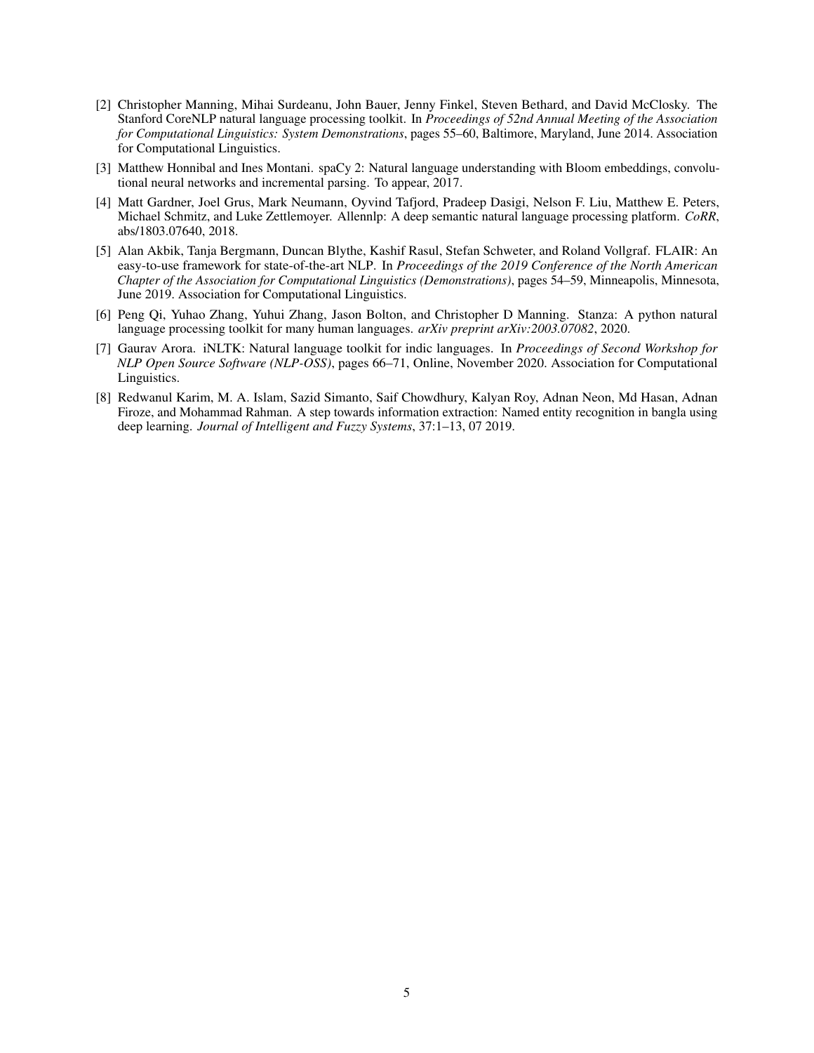[2] Christopher Manning, Mihai Surdeanu, John Bauer, Jenny Finkel, Steven Bethard, and David McClosky. The Stanford CoreNLP natural language processing toolkit. In *Proceedings of 52nd Annual Meeting of the Association for Computational Linguistics: System Demonstrations*, pages 55–60, Baltimore, Maryland, June 2014. Association for Computational Linguistics.

[3] Matthew Honnibal and Ines Montani. spaCy 2: Natural language understanding with Bloom embeddings, convolutional neural networks and incremental parsing. To appear, 2017.

[4] Matt Gardner, Joel Grus, Mark Neumann, Oyvind Tafjord, Pradeep Dasigi, Nelson F. Liu, Matthew E. Peters, Michael Schmitz, and Luke Zettlemoyer. Allennlp: A deep semantic natural language processing platform. *CoRR*, abs/1803.07640, 2018.

[5] Alan Akbik, Tanja Bergmann, Duncan Blythe, Kashif Rasul, Stefan Schweter, and Roland Vollgraf. FLAIR: An easy-to-use framework for state-of-the-art NLP. In *Proceedings of the 2019 Conference of the North American Chapter of the Association for Computational Linguistics (Demonstrations)*, pages 54–59, Minneapolis, Minnesota, June 2019. Association for Computational Linguistics.

[6] Peng Qi, Yuhao Zhang, Yuhui Zhang, Jason Bolton, and Christopher D Manning. Stanza: A python natural language processing toolkit for many human languages. *arXiv preprint arXiv:2003.07082*, 2020.

[7] Gaurav Arora. iNLTK: Natural language toolkit for indic languages. In *Proceedings of Second Workshop for NLP Open Source Software (NLP-OSS)*, pages 66–71, Online, November 2020. Association for Computational Linguistics.

[8] Redwanul Karim, M. A. Islam, Sazid Simanto, Saif Chowdhury, Kalyan Roy, Adnan Neon, Md Hasan, Adnan Firoze, and Mohammad Rahman. A step towards information extraction: Named entity recognition in bangla using deep learning. *Journal of Intelligent and Fuzzy Systems*, 37:1–13, 07 2019.